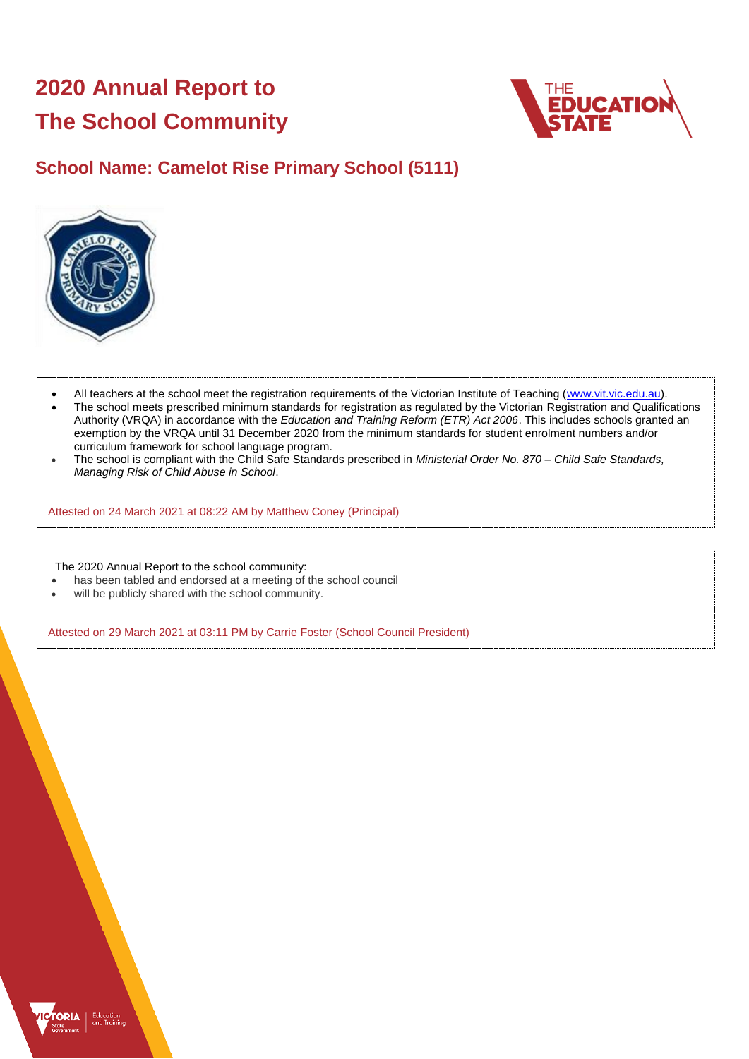# 2020 Annual Report to The School Community

## School Name: Camelot Rise Primary School (5111)

- All teachers at the school meet the registration requirements of the Victorian Institute of Teaching (www.vit.vic.edu.au).
- The school meets prescribed minimum standards for registration as regulated by the Victorian Registration and Qualifications Authority (VRQA) in accordance with the *Education and Training Reform (ETR) Act 2006*. This includes schools granted an exemption by the VRQA until 31 December 2020 from the minimum standards for student enrolment numbers and/or curriculum framework for school language program.
- The school is compliant with the Child Safe Standards prescribed in *Ministerial Order No. 870 – Child Safe Standards, Managing Risk of Child Abuse in School*.

Attested on 24 March 2021 at 08:22 AM by Matthew Coney (Principal)

The 2020 Annual Report to the school community:

- has been tabled and endorsed at a meeting of the school council
- will be publicly shared with the school community.

Attested on 29 March 2021 at 03:11 PM by Carrie Foster (School Council President)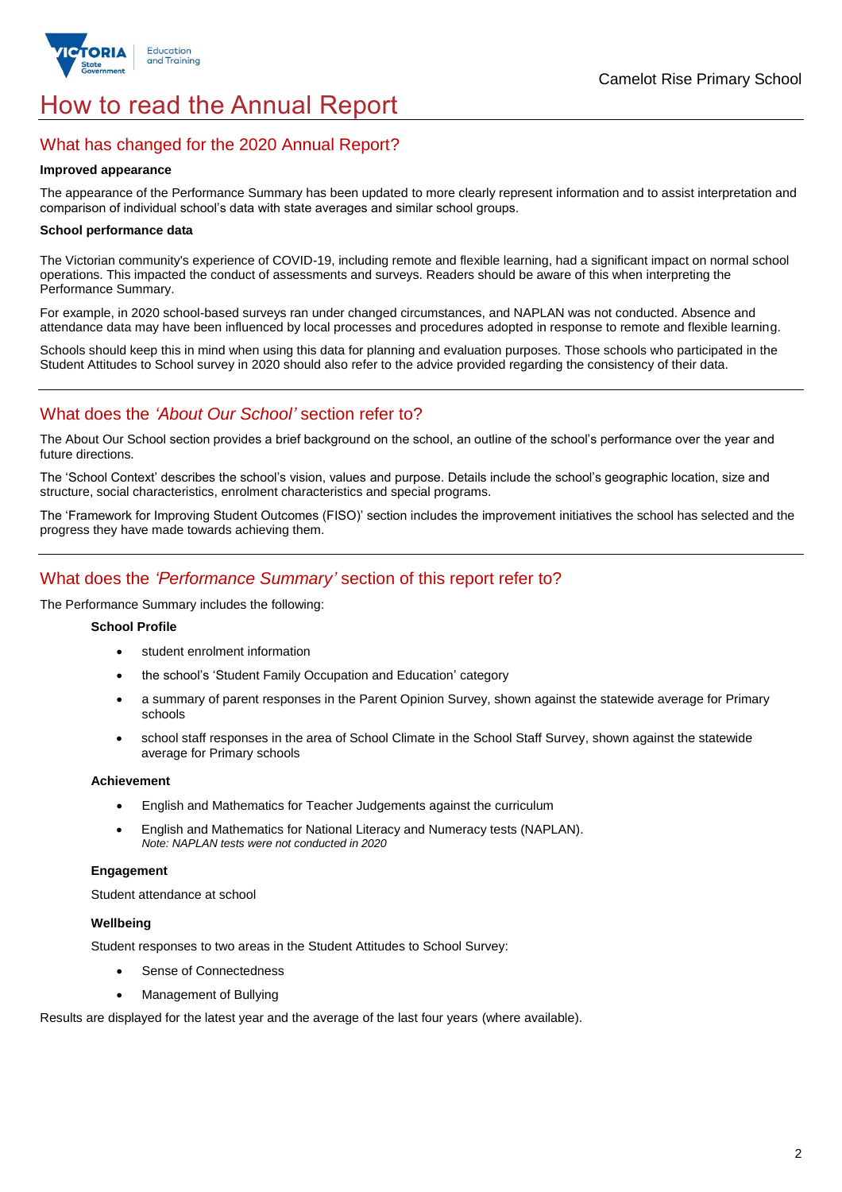# How to read the Annual Report

## What has changed for the 2020 Annual Report?

**Improved appearance**

The appearance of the Performance Summary has been updated to more clearly represent information and to assist interpretation and comparison of individual school's data with state averages and similar school groups.

**School performance data**

The Victorian community's experience of COVID-19, including remote and flexible learning, had a significant impact on normal school operations. This impacted the conduct of assessments and surveys. Readers should be aware of this when interpreting the Performance Summary.

For example, in 2020 school-based surveys ran under changed circumstances, and NAPLAN was not conducted. Absence and attendance data may have been influenced by local processes and procedures adopted in response to remote and flexible learning.

Schools should keep this in mind when using this data for planning and evaluation purposes. Those schools who participated in the Student Attitudes to School survey in 2020 should also refer to the advice provided regarding the consistency of their data.

## What does the *'About Our School'* section refer to?

The About Our School section provides a brief background on the school, an outline of the school's performance over the year and future directions.

The 'School Context' describes the school's vision, values and purpose. Details include the school's geographic location, size and structure, social characteristics, enrolment characteristics and special programs.

The 'Framework for Improving Student Outcomes (FISO)' section includes the improvement initiatives the school has selected and the progress they have made towards achieving them.

## What does the *'Performance Summary'* section of this report refer to?

The Performance Summary includes the following:

**School Profile**

- student enrolment information
- the school's 'Student Family Occupation and Education' category
- a summary of parent responses in the Parent Opinion Survey, shown against the statewide average for Primary schools
- school staff responses in the area of School Climate in the School Staff Survey, shown against the statewide average for Primary schools

**Achievement**

- English and Mathematics for Teacher Judgements against the curriculum
- English and Mathematics for National Literacy and Numeracy tests (NAPLAN).
  *Note: NAPLAN tests were not conducted in 2020*

**Engagement**

Student attendance at school

**Wellbeing**

Student responses to two areas in the Student Attitudes to School Survey:

- Sense of Connectedness
- Management of Bullying

Results are displayed for the latest year and the average of the last four years (where available).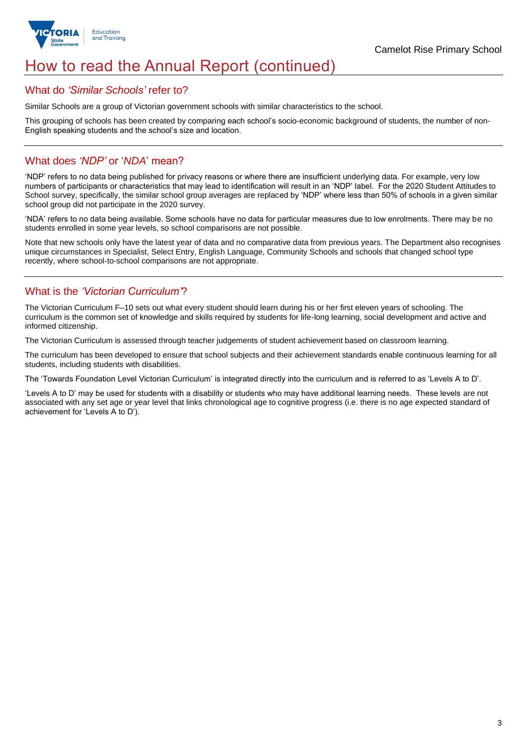# How to read the Annual Report (continued)

## What do *'Similar Schools'* refer to?

Similar Schools are a group of Victorian government schools with similar characteristics to the school.

This grouping of schools has been created by comparing each school's socio-economic background of students, the number of non-English speaking students and the school's size and location.

## What does *'NDP'* or '*NDA*' mean?

'NDP' refers to no data being published for privacy reasons or where there are insufficient underlying data. For example, very low numbers of participants or characteristics that may lead to identification will result in an 'NDP' label. For the 2020 Student Attitudes to School survey, specifically, the similar school group averages are replaced by 'NDP' where less than 50% of schools in a given similar school group did not participate in the 2020 survey.

'NDA' refers to no data being available. Some schools have no data for particular measures due to low enrolments. There may be no students enrolled in some year levels, so school comparisons are not possible.

Note that new schools only have the latest year of data and no comparative data from previous years. The Department also recognises unique circumstances in Specialist, Select Entry, English Language, Community Schools and schools that changed school type recently, where school-to-school comparisons are not appropriate.

## What is the *'Victorian Curriculum'*?

The Victorian Curriculum F–10 sets out what every student should learn during his or her first eleven years of schooling. The curriculum is the common set of knowledge and skills required by students for life-long learning, social development and active and informed citizenship.

The Victorian Curriculum is assessed through teacher judgements of student achievement based on classroom learning.

The curriculum has been developed to ensure that school subjects and their achievement standards enable continuous learning for all students, including students with disabilities.

The 'Towards Foundation Level Victorian Curriculum' is integrated directly into the curriculum and is referred to as 'Levels A to D'.

'Levels A to D' may be used for students with a disability or students who may have additional learning needs. These levels are not associated with any set age or year level that links chronological age to cognitive progress (i.e. there is no age expected standard of achievement for 'Levels A to D').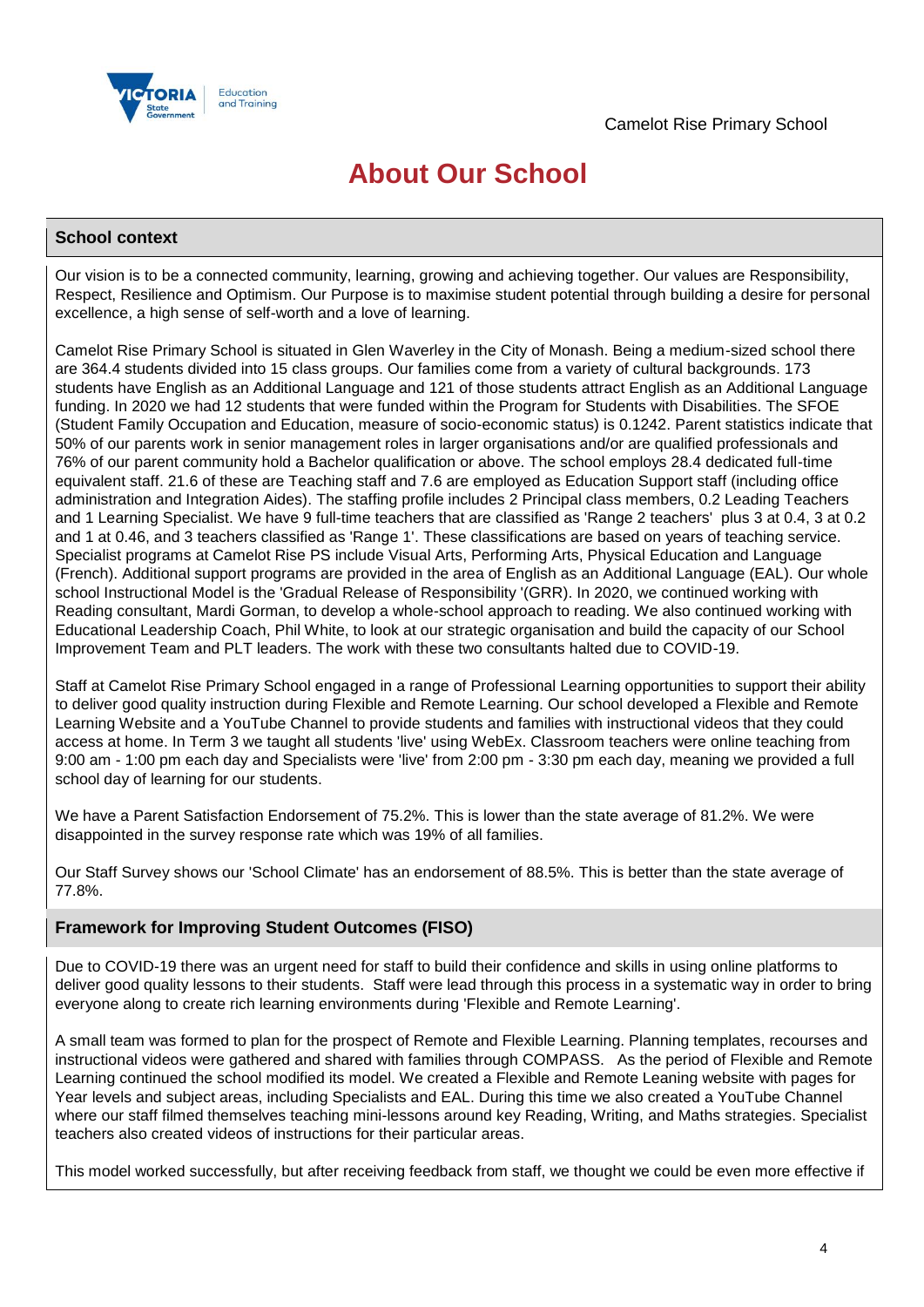Camelot Rise Primary School

# About Our School

## School context

Our vision is to be a connected community, learning, growing and achieving together. Our values are Responsibility, Respect, Resilience and Optimism. Our Purpose is to maximise student potential through building a desire for personal excellence, a high sense of self-worth and a love of learning.

Camelot Rise Primary School is situated in Glen Waverley in the City of Monash. Being a medium-sized school there are 364.4 students divided into 15 class groups. Our families come from a variety of cultural backgrounds. 173 students have English as an Additional Language and 121 of those students attract English as an Additional Language funding. In 2020 we had 12 students that were funded within the Program for Students with Disabilities. The SFOE (Student Family Occupation and Education, measure of socio-economic status) is 0.1242. Parent statistics indicate that 50% of our parents work in senior management roles in larger organisations and/or are qualified professionals and 76% of our parent community hold a Bachelor qualification or above. The school employs 28.4 dedicated full-time equivalent staff. 21.6 of these are Teaching staff and 7.6 are employed as Education Support staff (including office administration and Integration Aides). The staffing profile includes 2 Principal class members, 0.2 Leading Teachers and 1 Learning Specialist. We have 9 full-time teachers that are classified as 'Range 2 teachers' plus 3 at 0.4, 3 at 0.2 and 1 at 0.46, and 3 teachers classified as 'Range 1'. These classifications are based on years of teaching service. Specialist programs at Camelot Rise PS include Visual Arts, Performing Arts, Physical Education and Language (French). Additional support programs are provided in the area of English as an Additional Language (EAL). Our whole school Instructional Model is the 'Gradual Release of Responsibility '(GRR). In 2020, we continued working with Reading consultant, Mardi Gorman, to develop a whole-school approach to reading. We also continued working with Educational Leadership Coach, Phil White, to look at our strategic organisation and build the capacity of our School Improvement Team and PLT leaders. The work with these two consultants halted due to COVID-19.

Staff at Camelot Rise Primary School engaged in a range of Professional Learning opportunities to support their ability to deliver good quality instruction during Flexible and Remote Learning. Our school developed a Flexible and Remote Learning Website and a YouTube Channel to provide students and families with instructional videos that they could access at home. In Term 3 we taught all students 'live' using WebEx. Classroom teachers were online teaching from 9:00 am - 1:00 pm each day and Specialists were 'live' from 2:00 pm - 3:30 pm each day, meaning we provided a full school day of learning for our students.

We have a Parent Satisfaction Endorsement of 75.2%. This is lower than the state average of 81.2%. We were disappointed in the survey response rate which was 19% of all families.

Our Staff Survey shows our 'School Climate' has an endorsement of 88.5%. This is better than the state average of 77.8%.

## Framework for Improving Student Outcomes (FISO)

Due to COVID-19 there was an urgent need for staff to build their confidence and skills in using online platforms to deliver good quality lessons to their students. Staff were lead through this process in a systematic way in order to bring everyone along to create rich learning environments during 'Flexible and Remote Learning'.

A small team was formed to plan for the prospect of Remote and Flexible Learning. Planning templates, recourses and instructional videos were gathered and shared with families through COMPASS. As the period of Flexible and Remote Learning continued the school modified its model. We created a Flexible and Remote Leaning website with pages for Year levels and subject areas, including Specialists and EAL. During this time we also created a YouTube Channel where our staff filmed themselves teaching mini-lessons around key Reading, Writing, and Maths strategies. Specialist teachers also created videos of instructions for their particular areas.

This model worked successfully, but after receiving feedback from staff, we thought we could be even more effective if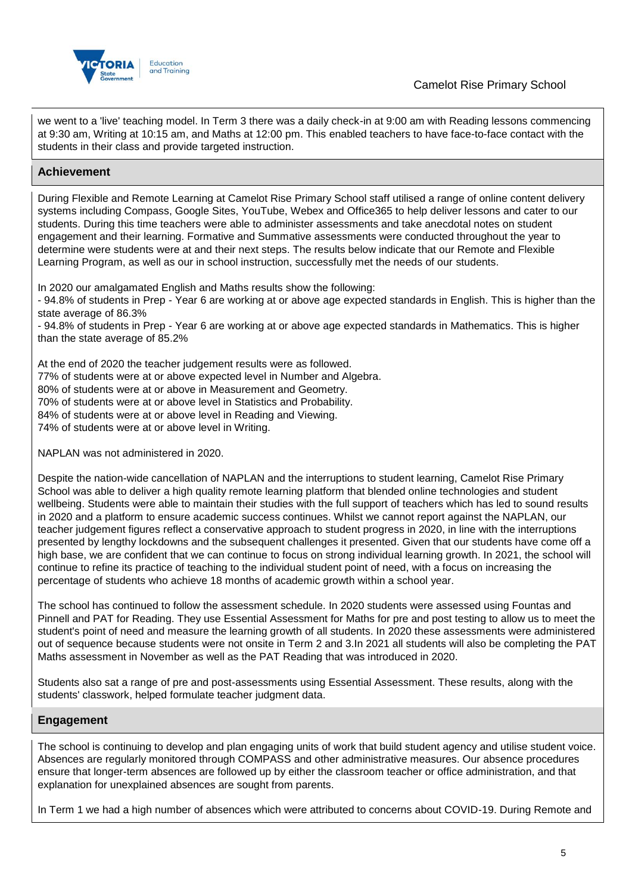we went to a 'live' teaching model. In Term 3 there was a daily check-in at 9:00 am with Reading lessons commencing at 9:30 am, Writing at 10:15 am, and Maths at 12:00 pm. This enabled teachers to have face-to-face contact with the students in their class and provide targeted instruction.

## Achievement

During Flexible and Remote Learning at Camelot Rise Primary School staff utilised a range of online content delivery systems including Compass, Google Sites, YouTube, Webex and Office365 to help deliver lessons and cater to our students. During this time teachers were able to administer assessments and take anecdotal notes on student engagement and their learning. Formative and Summative assessments were conducted throughout the year to determine were students were at and their next steps. The results below indicate that our Remote and Flexible Learning Program, as well as our in school instruction, successfully met the needs of our students.

In 2020 our amalgamated English and Maths results show the following:
- 94.8% of students in Prep - Year 6 are working at or above age expected standards in English. This is higher than the state average of 86.3%
- 94.8% of students in Prep - Year 6 are working at or above age expected standards in Mathematics. This is higher than the state average of 85.2%

At the end of 2020 the teacher judgement results were as followed.
77% of students were at or above expected level in Number and Algebra.
80% of students were at or above in Measurement and Geometry.
70% of students were at or above level in Statistics and Probability.
84% of students were at or above level in Reading and Viewing.
74% of students were at or above level in Writing.

NAPLAN was not administered in 2020.

Despite the nation-wide cancellation of NAPLAN and the interruptions to student learning, Camelot Rise Primary School was able to deliver a high quality remote learning platform that blended online technologies and student wellbeing. Students were able to maintain their studies with the full support of teachers which has led to sound results in 2020 and a platform to ensure academic success continues. Whilst we cannot report against the NAPLAN, our teacher judgement figures reflect a conservative approach to student progress in 2020, in line with the interruptions presented by lengthy lockdowns and the subsequent challenges it presented. Given that our students have come off a high base, we are confident that we can continue to focus on strong individual learning growth. In 2021, the school will continue to refine its practice of teaching to the individual student point of need, with a focus on increasing the percentage of students who achieve 18 months of academic growth within a school year.

The school has continued to follow the assessment schedule. In 2020 students were assessed using Fountas and Pinnell and PAT for Reading. They use Essential Assessment for Maths for pre and post testing to allow us to meet the student's point of need and measure the learning growth of all students. In 2020 these assessments were administered out of sequence because students were not onsite in Term 2 and 3.In 2021 all students will also be completing the PAT Maths assessment in November as well as the PAT Reading that was introduced in 2020.

Students also sat a range of pre and post-assessments using Essential Assessment. These results, along with the students' classwork, helped formulate teacher judgment data.

## Engagement

The school is continuing to develop and plan engaging units of work that build student agency and utilise student voice. Absences are regularly monitored through COMPASS and other administrative measures. Our absence procedures ensure that longer-term absences are followed up by either the classroom teacher or office administration, and that explanation for unexplained absences are sought from parents.

In Term 1 we had a high number of absences which were attributed to concerns about COVID-19. During Remote and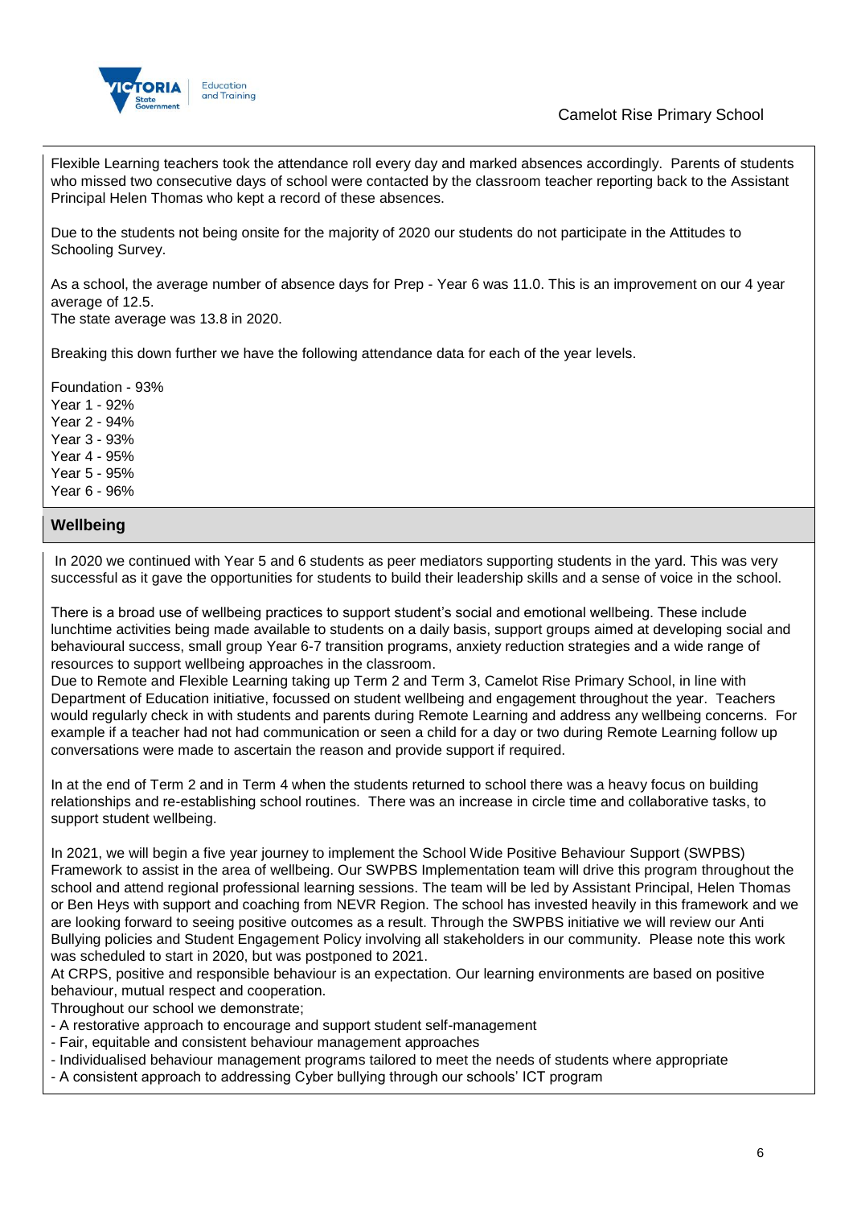Flexible Learning teachers took the attendance roll every day and marked absences accordingly. Parents of students who missed two consecutive days of school were contacted by the classroom teacher reporting back to the Assistant Principal Helen Thomas who kept a record of these absences.

Due to the students not being onsite for the majority of 2020 our students do not participate in the Attitudes to Schooling Survey.

As a school, the average number of absence days for Prep - Year 6 was 11.0. This is an improvement on our 4 year average of 12.5.
The state average was 13.8 in 2020.

Breaking this down further we have the following attendance data for each of the year levels.

Foundation - 93%
Year 1 - 92%
Year 2 - 94%
Year 3 - 93%
Year 4 - 95%
Year 5 - 95%
Year 6 - 96%

## Wellbeing

In 2020 we continued with Year 5 and 6 students as peer mediators supporting students in the yard. This was very successful as it gave the opportunities for students to build their leadership skills and a sense of voice in the school.

There is a broad use of wellbeing practices to support student's social and emotional wellbeing. These include lunchtime activities being made available to students on a daily basis, support groups aimed at developing social and behavioural success, small group Year 6-7 transition programs, anxiety reduction strategies and a wide range of resources to support wellbeing approaches in the classroom.
Due to Remote and Flexible Learning taking up Term 2 and Term 3, Camelot Rise Primary School, in line with Department of Education initiative, focussed on student wellbeing and engagement throughout the year. Teachers would regularly check in with students and parents during Remote Learning and address any wellbeing concerns. For example if a teacher had not had communication or seen a child for a day or two during Remote Learning follow up conversations were made to ascertain the reason and provide support if required.

In at the end of Term 2 and in Term 4 when the students returned to school there was a heavy focus on building relationships and re-establishing school routines. There was an increase in circle time and collaborative tasks, to support student wellbeing.

In 2021, we will begin a five year journey to implement the School Wide Positive Behaviour Support (SWPBS) Framework to assist in the area of wellbeing. Our SWPBS Implementation team will drive this program throughout the school and attend regional professional learning sessions. The team will be led by Assistant Principal, Helen Thomas or Ben Heys with support and coaching from NEVR Region. The school has invested heavily in this framework and we are looking forward to seeing positive outcomes as a result. Through the SWPBS initiative we will review our Anti Bullying policies and Student Engagement Policy involving all stakeholders in our community. Please note this work was scheduled to start in 2020, but was postponed to 2021.
At CRPS, positive and responsible behaviour is an expectation. Our learning environments are based on positive behaviour, mutual respect and cooperation.
Throughout our school we demonstrate;
- A restorative approach to encourage and support student self-management
- Fair, equitable and consistent behaviour management approaches
- Individualised behaviour management programs tailored to meet the needs of students where appropriate
- A consistent approach to addressing Cyber bullying through our schools' ICT program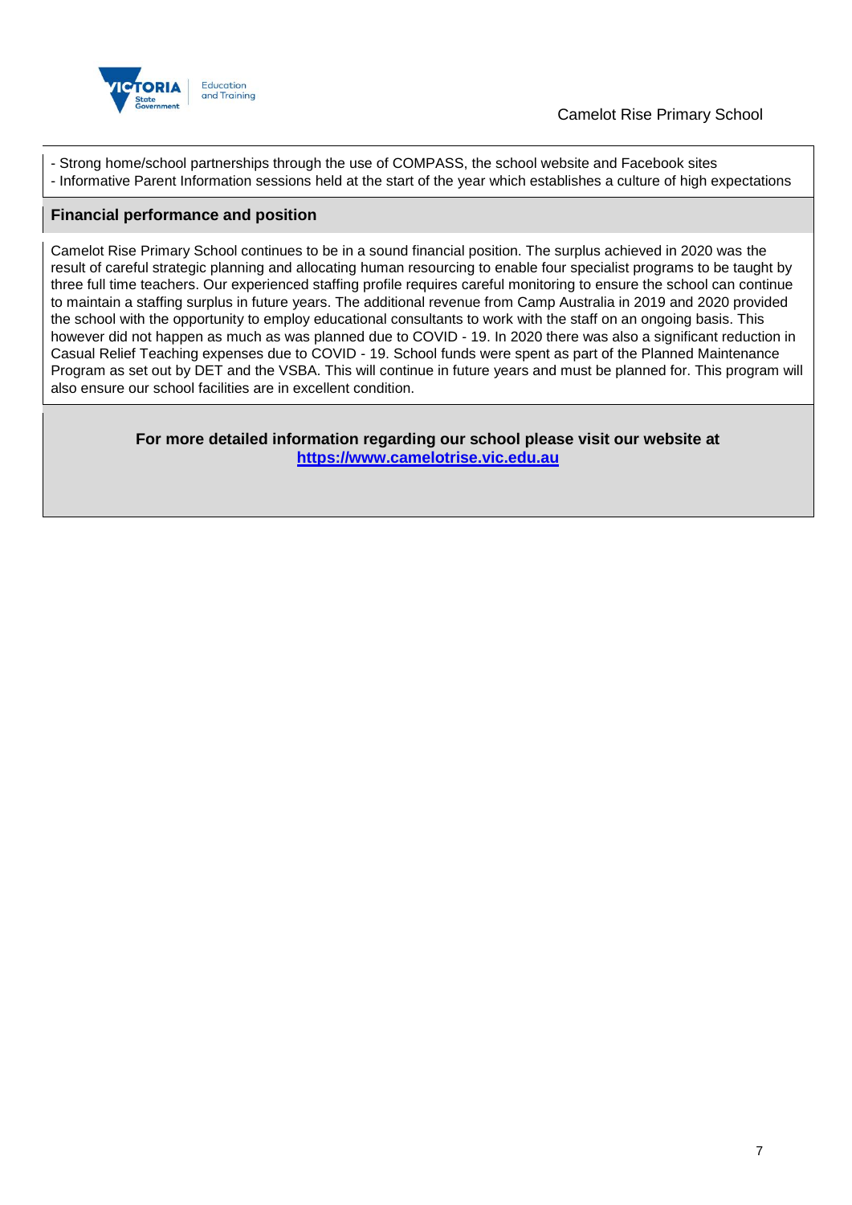- Strong home/school partnerships through the use of COMPASS, the school website and Facebook sites
- Informative Parent Information sessions held at the start of the year which establishes a culture of high expectations

## Financial performance and position

Camelot Rise Primary School continues to be in a sound financial position. The surplus achieved in 2020 was the result of careful strategic planning and allocating human resourcing to enable four specialist programs to be taught by three full time teachers. Our experienced staffing profile requires careful monitoring to ensure the school can continue to maintain a staffing surplus in future years. The additional revenue from Camp Australia in 2019 and 2020 provided the school with the opportunity to employ educational consultants to work with the staff on an ongoing basis. This however did not happen as much as was planned due to COVID - 19. In 2020 there was also a significant reduction in Casual Relief Teaching expenses due to COVID - 19. School funds were spent as part of the Planned Maintenance Program as set out by DET and the VSBA. This will continue in future years and must be planned for. This program will also ensure our school facilities are in excellent condition.

**For more detailed information regarding our school please visit our website at [https://www.camelotrise.vic.edu.au](https://www.camelotrise.vic.edu.au)**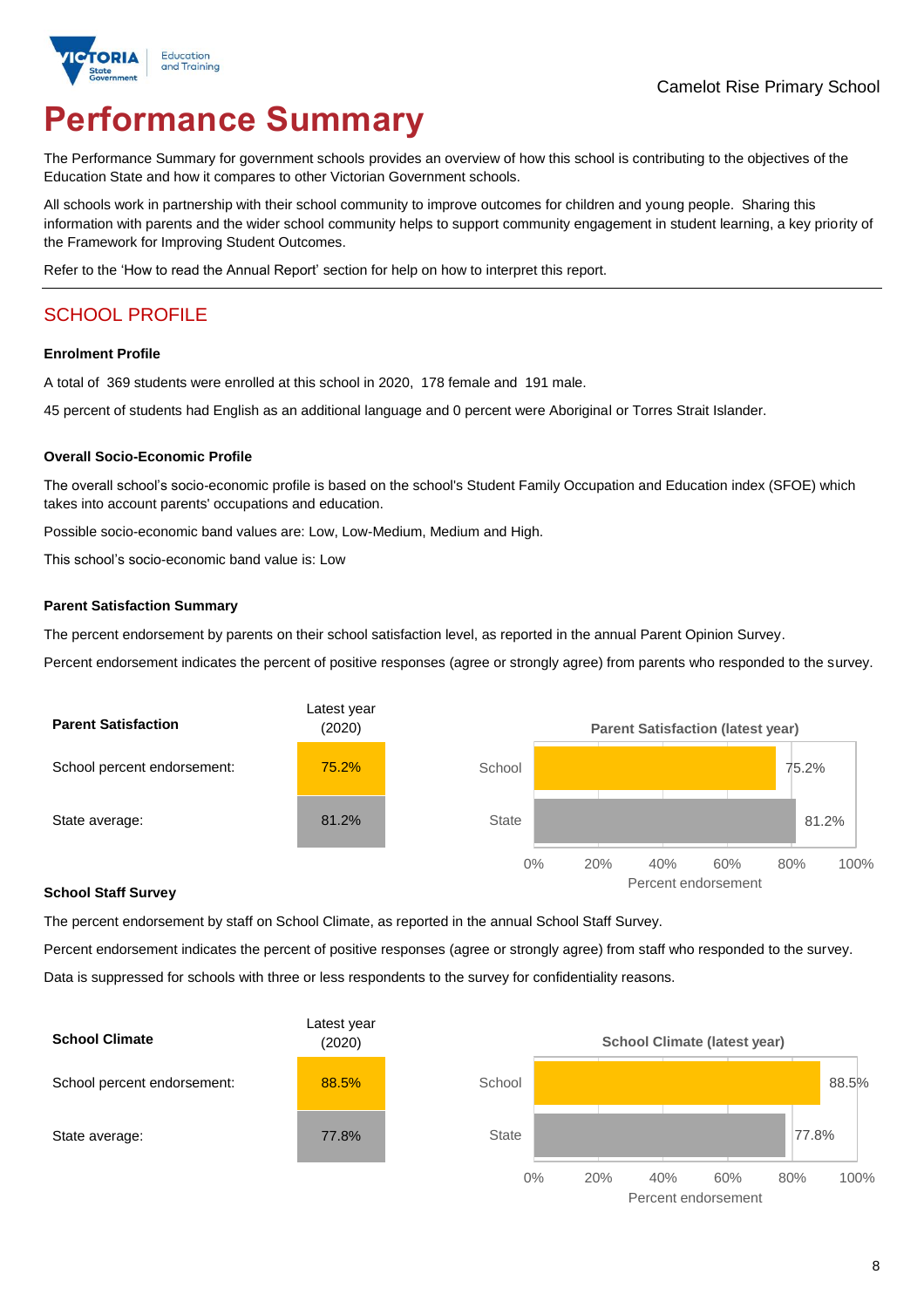Camelot Rise Primary School

# Performance Summary

The Performance Summary for government schools provides an overview of how this school is contributing to the objectives of the Education State and how it compares to other Victorian Government schools.

All schools work in partnership with their school community to improve outcomes for children and young people. Sharing this information with parents and the wider school community helps to support community engagement in student learning, a key priority of the Framework for Improving Student Outcomes.

Refer to the 'How to read the Annual Report' section for help on how to interpret this report.

## SCHOOL PROFILE

### Enrolment Profile

A total of 369 students were enrolled at this school in 2020, 178 female and 191 male.

45 percent of students had English as an additional language and 0 percent were Aboriginal or Torres Strait Islander.

### Overall Socio-Economic Profile

The overall school's socio-economic profile is based on the school's Student Family Occupation and Education index (SFOE) which takes into account parents' occupations and education.

Possible socio-economic band values are: Low, Low-Medium, Medium and High.

This school's socio-economic band value is: Low

### Parent Satisfaction Summary

The percent endorsement by parents on their school satisfaction level, as reported in the annual Parent Opinion Survey.

Percent endorsement indicates the percent of positive responses (agree or strongly agree) from parents who responded to the survey.

| Parent Satisfaction | Latest year (2020) |
| --- | --- |
| School percent endorsement: | 75.2% |
| State average: | 81.2% |

**Parent Satisfaction (latest year)**

| | Percent endorsement |
| --- | --- |
| School | 75.2% |
| State | 81.2% |

### School Staff Survey

The percent endorsement by staff on School Climate, as reported in the annual School Staff Survey.

Percent endorsement indicates the percent of positive responses (agree or strongly agree) from staff who responded to the survey.

Data is suppressed for schools with three or less respondents to the survey for confidentiality reasons.

| School Climate | Latest year (2020) |
| --- | --- |
| School percent endorsement: | 88.5% |
| State average: | 77.8% |

**School Climate (latest year)**

| | Percent endorsement |
| --- | --- |
| School | 88.5% |
| State | 77.8% |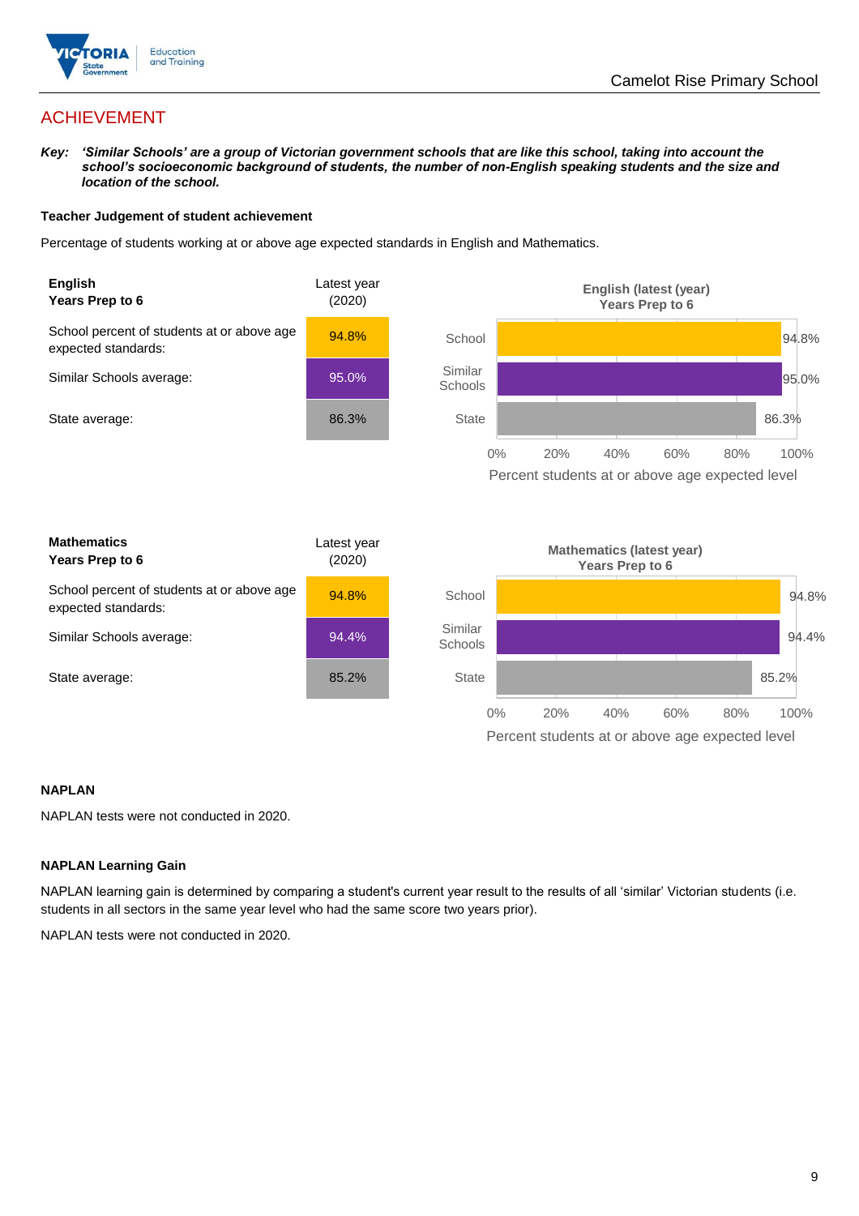## ACHIEVEMENT

***Key:*** ***'Similar Schools' are a group of Victorian government schools that are like this school, taking into account the school's socioeconomic background of students, the number of non-English speaking students and the size and location of the school.***

### Teacher Judgement of student achievement

Percentage of students working at or above age expected standards in English and Mathematics.

| **English** **Years Prep to 6** | Latest year (2020) |
|---|---|
| School percent of students at or above age expected standards: | 94.8% |
| Similar Schools average: | 95.0% |
| State average: | 86.3% |

**English (latest (year) Years Prep to 6**

| | Percent students at or above age expected level |
|---|---|
| School | 94.8% |
| Similar Schools | 95.0% |
| State | 86.3% |

| **Mathematics** **Years Prep to 6** | Latest year (2020) |
|---|---|
| School percent of students at or above age expected standards: | 94.8% |
| Similar Schools average: | 94.4% |
| State average: | 85.2% |

**Mathematics (latest year) Years Prep to 6**

| | Percent students at or above age expected level |
|---|---|
| School | 94.8% |
| Similar Schools | 94.4% |
| State | 85.2% |

### NAPLAN

NAPLAN tests were not conducted in 2020.

### NAPLAN Learning Gain

NAPLAN learning gain is determined by comparing a student's current year result to the results of all 'similar' Victorian students (i.e. students in all sectors in the same year level who had the same score two years prior).

NAPLAN tests were not conducted in 2020.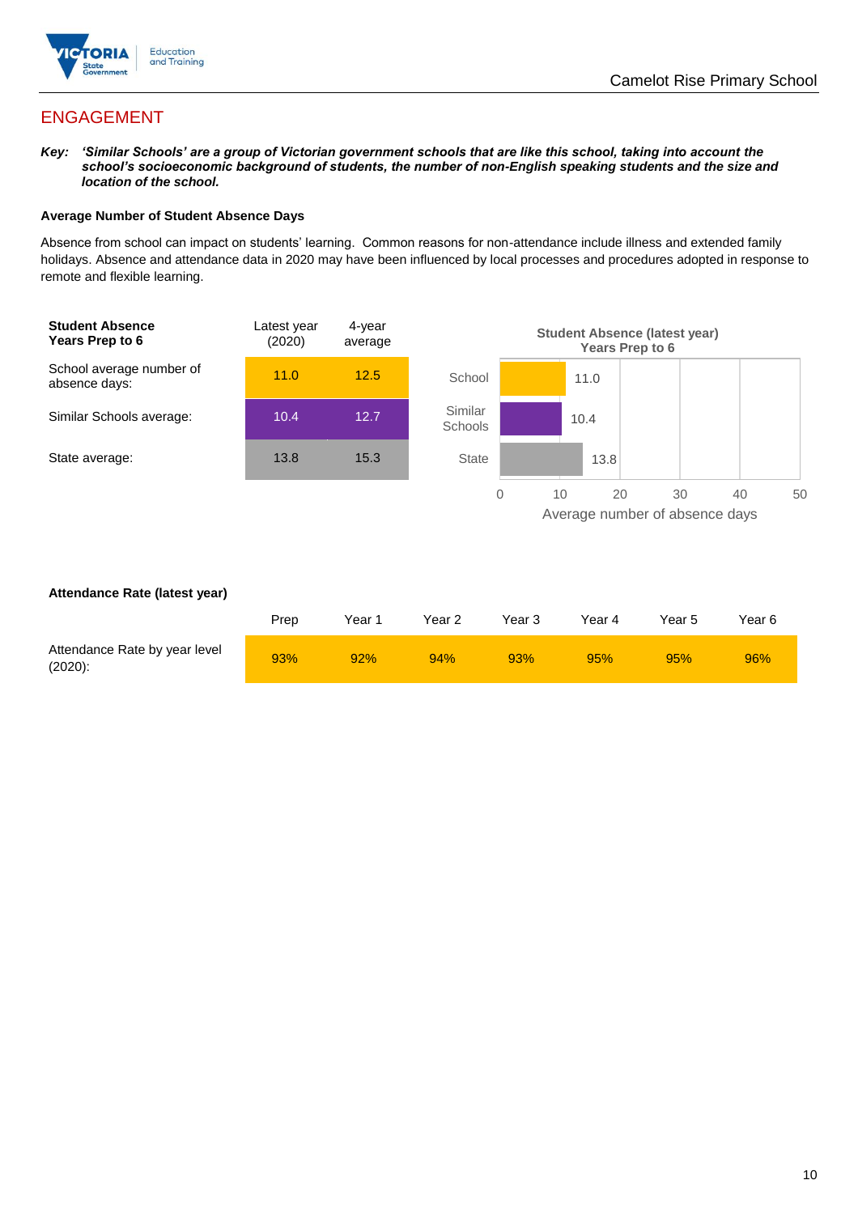## ENGAGEMENT

***Key:** 'Similar Schools' are a group of Victorian government schools that are like this school, taking into account the school's socioeconomic background of students, the number of non-English speaking students and the size and location of the school.*

### Average Number of Student Absence Days

Absence from school can impact on students' learning. Common reasons for non-attendance include illness and extended family holidays. Absence and attendance data in 2020 may have been influenced by local processes and procedures adopted in response to remote and flexible learning.

| **Student Absence Years Prep to 6** | Latest year (2020) | 4-year average |
|---|---|---|
| School average number of absence days: | 11.0 | 12.5 |
| Similar Schools average: | 10.4 | 12.7 |
| State average: | 13.8 | 15.3 |

**Student Absence (latest year) Years Prep to 6**

| | Average number of absence days |
|---|---|
| School | 11.0 |
| Similar Schools | 10.4 |
| State | 13.8 |

### Attendance Rate (latest year)

| | Prep | Year 1 | Year 2 | Year 3 | Year 4 | Year 5 | Year 6 |
|---|---|---|---|---|---|---|---|
| Attendance Rate by year level (2020): | 93% | 92% | 94% | 93% | 95% | 95% | 96% |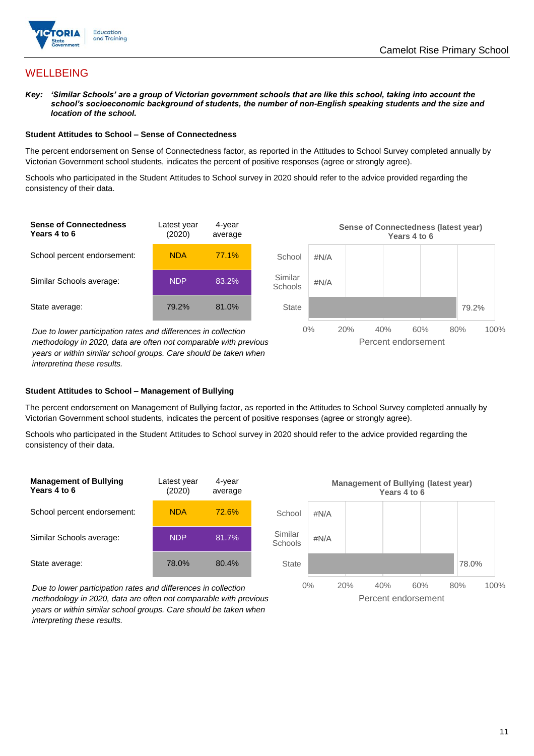# WELLBEING

***Key:*** ***'Similar Schools' are a group of Victorian government schools that are like this school, taking into account the school's socioeconomic background of students, the number of non-English speaking students and the size and location of the school.***

### Student Attitudes to School – Sense of Connectedness

The percent endorsement on Sense of Connectedness factor, as reported in the Attitudes to School Survey completed annually by Victorian Government school students, indicates the percent of positive responses (agree or strongly agree).

Schools who participated in the Student Attitudes to School survey in 2020 should refer to the advice provided regarding the consistency of their data.

| Sense of Connectedness Years 4 to 6 | Latest year (2020) | 4-year average |
|---|---|---|
| School percent endorsement: | NDA | 77.1% |
| Similar Schools average: | NDP | 83.2% |
| State average: | 79.2% | 81.0% |

*Due to lower participation rates and differences in collection methodology in 2020, data are often not comparable with previous years or within similar school groups. Care should be taken when interpreting these results.*

**Sense of Connectedness (latest year) Years 4 to 6**

| | Percent endorsement |
|---|---|
| School | #N/A |
| Similar Schools | #N/A |
| State | 79.2% |

### Student Attitudes to School – Management of Bullying

The percent endorsement on Management of Bullying factor, as reported in the Attitudes to School Survey completed annually by Victorian Government school students, indicates the percent of positive responses (agree or strongly agree).

Schools who participated in the Student Attitudes to School survey in 2020 should refer to the advice provided regarding the consistency of their data.

| Management of Bullying Years 4 to 6 | Latest year (2020) | 4-year average |
|---|---|---|
| School percent endorsement: | NDA | 72.6% |
| Similar Schools average: | NDP | 81.7% |
| State average: | 78.0% | 80.4% |

*Due to lower participation rates and differences in collection methodology in 2020, data are often not comparable with previous years or within similar school groups. Care should be taken when interpreting these results.*

**Management of Bullying (latest year) Years 4 to 6**

| | Percent endorsement |
|---|---|
| School | #N/A |
| Similar Schools | #N/A |
| State | 78.0% |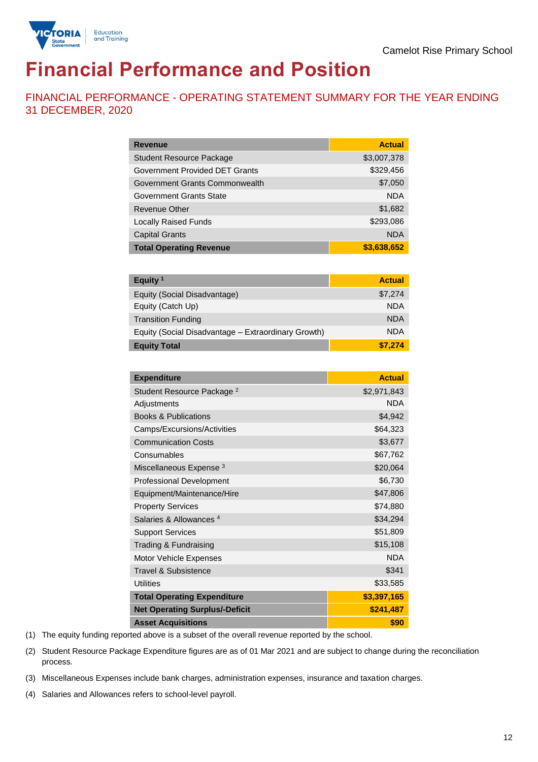Camelot Rise Primary School

# Financial Performance and Position

## FINANCIAL PERFORMANCE - OPERATING STATEMENT SUMMARY FOR THE YEAR ENDING 31 DECEMBER, 2020

| Revenue | Actual |
|---|---|
| Student Resource Package | $3,007,378 |
| Government Provided DET Grants | $329,456 |
| Government Grants Commonwealth | $7,050 |
| Government Grants State | NDA |
| Revenue Other | $1,682 |
| Locally Raised Funds | $293,086 |
| Capital Grants | NDA |
| **Total Operating Revenue** | **$3,638,652** |

| Equity [1] | Actual |
|---|---|
| Equity (Social Disadvantage) | $7,274 |
| Equity (Catch Up) | NDA |
| Transition Funding | NDA |
| Equity (Social Disadvantage – Extraordinary Growth) | NDA |
| **Equity Total** | **$7,274** |

| Expenditure | Actual |
|---|---|
| Student Resource Package [2] | $2,971,843 |
| Adjustments | NDA |
| Books & Publications | $4,942 |
| Camps/Excursions/Activities | $64,323 |
| Communication Costs | $3,677 |
| Consumables | $67,762 |
| Miscellaneous Expense [3] | $20,064 |
| Professional Development | $6,730 |
| Equipment/Maintenance/Hire | $47,806 |
| Property Services | $74,880 |
| Salaries & Allowances [4] | $34,294 |
| Support Services | $51,809 |
| Trading & Fundraising | $15,108 |
| Motor Vehicle Expenses | NDA |
| Travel & Subsistence | $341 |
| Utilities | $33,585 |
| **Total Operating Expenditure** | **$3,397,165** |
| **Net Operating Surplus/-Deficit** | **$241,487** |
| **Asset Acquisitions** | **$90** |

(1) The equity funding reported above is a subset of the overall revenue reported by the school.

(2) Student Resource Package Expenditure figures are as of 01 Mar 2021 and are subject to change during the reconciliation process.

(3) Miscellaneous Expenses include bank charges, administration expenses, insurance and taxation charges.

(4) Salaries and Allowances refers to school-level payroll.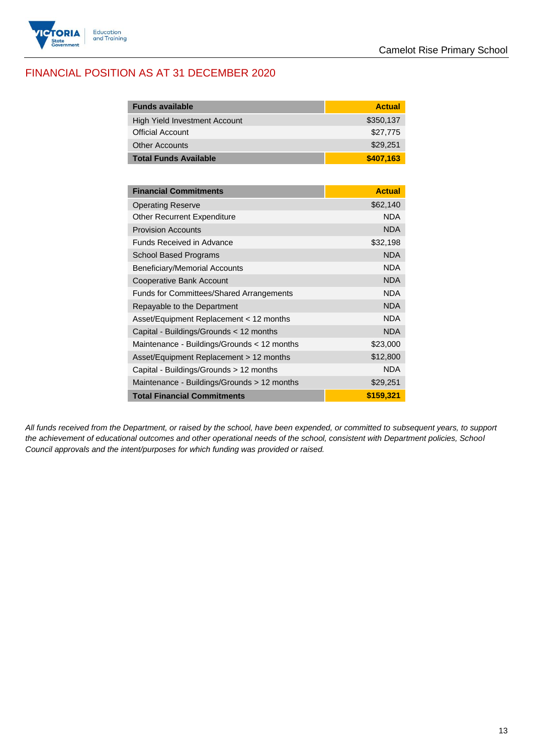## FINANCIAL POSITION AS AT 31 DECEMBER 2020

| Funds available | Actual |
|---|---|
| High Yield Investment Account | $350,137 |
| Official Account | $27,775 |
| Other Accounts | $29,251 |
| **Total Funds Available** | **$407,163** |

| Financial Commitments | Actual |
|---|---|
| Operating Reserve | $62,140 |
| Other Recurrent Expenditure | NDA |
| Provision Accounts | NDA |
| Funds Received in Advance | $32,198 |
| School Based Programs | NDA |
| Beneficiary/Memorial Accounts | NDA |
| Cooperative Bank Account | NDA |
| Funds for Committees/Shared Arrangements | NDA |
| Repayable to the Department | NDA |
| Asset/Equipment Replacement < 12 months | NDA |
| Capital - Buildings/Grounds < 12 months | NDA |
| Maintenance - Buildings/Grounds < 12 months | $23,000 |
| Asset/Equipment Replacement > 12 months | $12,800 |
| Capital - Buildings/Grounds > 12 months | NDA |
| Maintenance - Buildings/Grounds > 12 months | $29,251 |
| **Total Financial Commitments** | **$159,321** |

*All funds received from the Department, or raised by the school, have been expended, or committed to subsequent years, to support the achievement of educational outcomes and other operational needs of the school, consistent with Department policies, School Council approvals and the intent/purposes for which funding was provided or raised.*